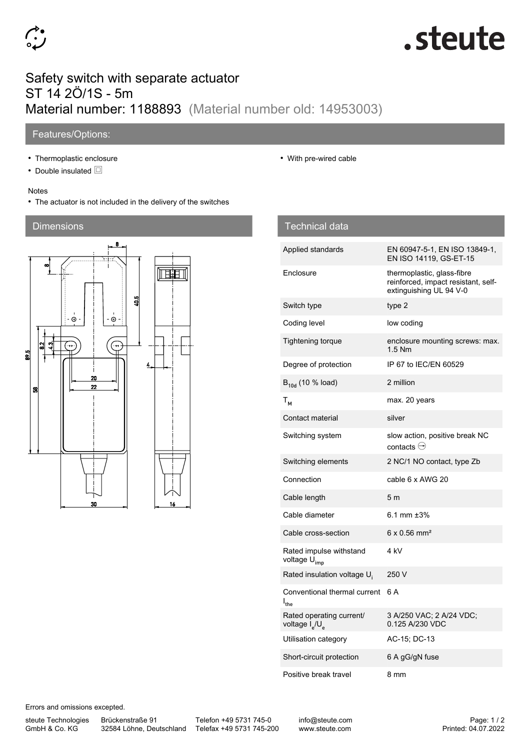# Safety switch with separate actuator
# ST 14 2Ö/1S - 5m
# Material number: 1188893 (Material number old: 14953003)

## Features/Options:

- Thermoplastic enclosure
- Double insulated ☐
- With pre-wired cable

Notes

- The actuator is not included in the delivery of the switches

## Dimensions

8
8
40.5
89.5
8.2
4.3
58
4
20
22
30
16

## Technical data

| | |
|---|---|
| Applied standards | EN 60947-5-1, EN ISO 13849-1, EN ISO 14119, GS-ET-15 |
| Enclosure | thermoplastic, glass-fibre reinforced, impact resistant, self-extinguishing UL 94 V-0 |
| Switch type | type 2 |
| Coding level | low coding |
| Tightening torque | enclosure mounting screws: max. 1.5 Nm |
| Degree of protection | IP 67 to IEC/EN 60529 |
| $B_{10d}$ (10 % load) | 2 million |
| $T_M$ | max. 20 years |
| Contact material | silver |
| Switching system | slow action, positive break NC contacts ⊖ |
| Switching elements | 2 NC/1 NO contact, type Zb |
| Connection | cable 6 x AWG 20 |
| Cable length | 5 m |
| Cable diameter | 6.1 mm ±3% |
| Cable cross-section | 6 x 0.56 mm² |
| Rated impulse withstand voltage $U_{imp}$ | 4 kV |
| Rated insulation voltage $U_i$ | 250 V |
| Conventional thermal current $I_{the}$ | 6 A |
| Rated operating current/ voltage $I_e/U_e$ | 3 A/250 VAC; 2 A/24 VDC; 0.125 A/230 VDC |
| Utilisation category | AC-15; DC-13 |
| Short-circuit protection | 6 A gG/gN fuse |
| Positive break travel | 8 mm |

Errors and omissions excepted.

steute Technologies GmbH & Co. KG | Brückenstraße 91, 32584 Löhne, Deutschland | Telefon +49 5731 745-0 | Telefax +49 5731 745-200 | info@steute.com | www.steute.com

Printed: 04.07.2022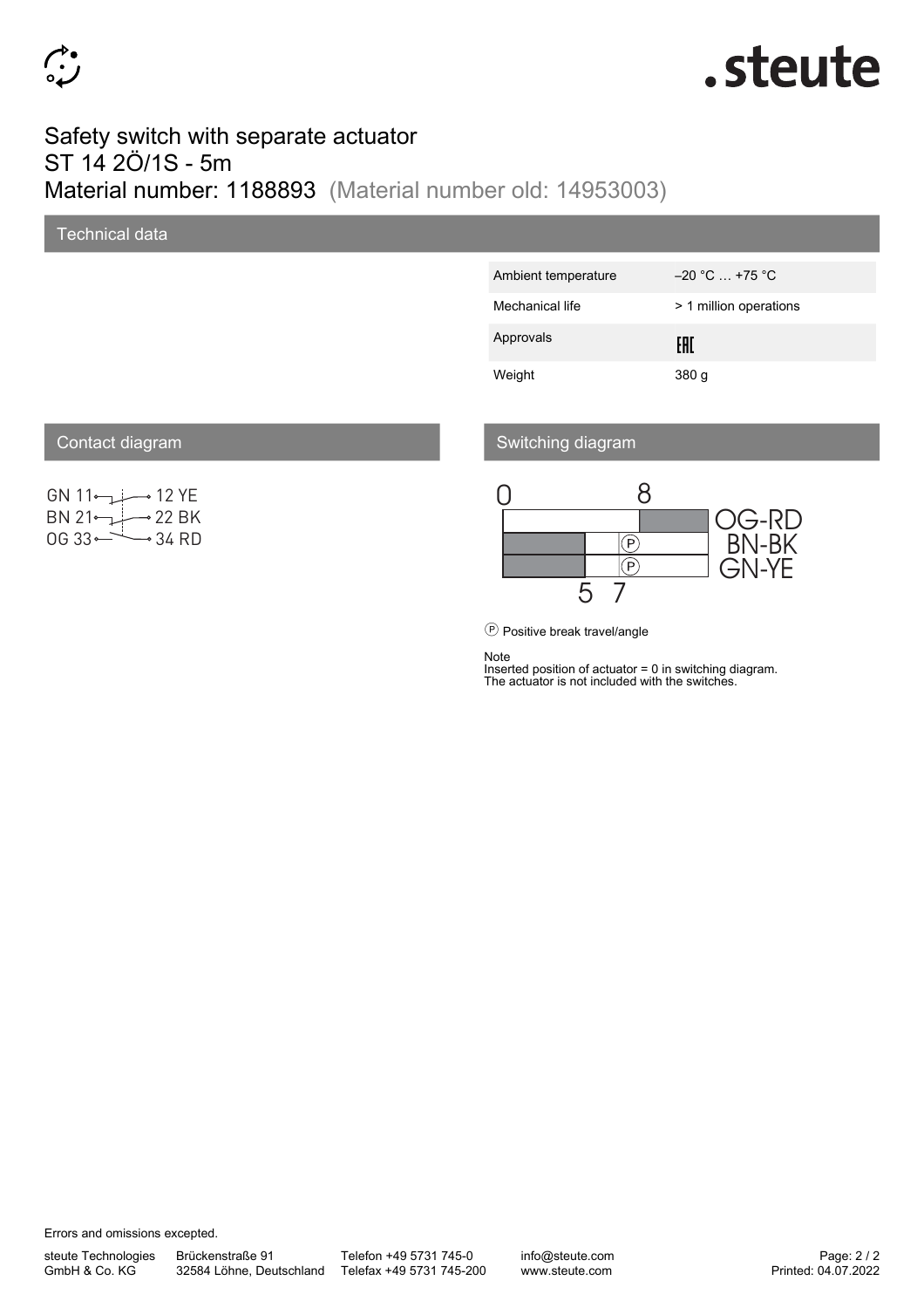# Safety switch with separate actuator
ST 14 2Ö/1S - 5m
Material number: 1188893 (Material number old: 14953003)

## Technical data

| | |
|---|---|
| Ambient temperature | –20 °C … +75 °C |
| Mechanical life | > 1 million operations |
| Approvals | EAC |
| Weight | 380 g |

## Contact diagram

GN 11 — 12 YE
BN 21 — 22 BK
OG 33 — 34 RD

## Switching diagram

0
8
OG-RD
BN-BK
GN-YE
5
7

Ⓟ Positive break travel/angle

Note
Inserted position of actuator = 0 in switching diagram.
The actuator is not included with the switches.

Errors and omissions excepted.

steute Technologies GmbH & Co. KG Brückenstraße 91 32584 Löhne, Deutschland Telefon +49 5731 745-0 Telefax +49 5731 745-200 info@steute.com www.steute.com

Printed: 04.07.2022